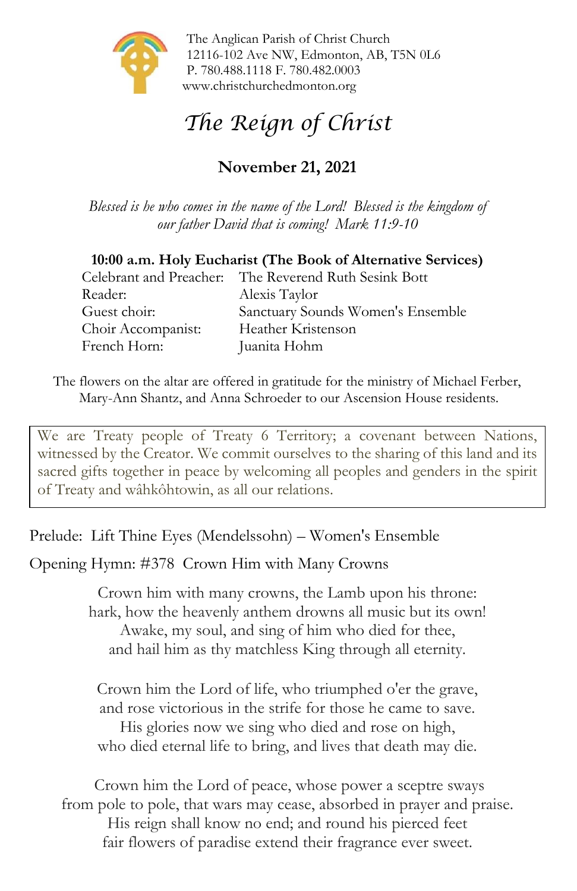The Anglican Parish of Christ Church
12116-102 Ave NW, Edmonton, AB, T5N 0L6
P. 780.488.1118 F. 780.482.0003
www.christchurchedmonton.org

# *The Reign of Christ*

**November 21, 2021**

*Blessed is he who comes in the name of the Lord! Blessed is the kingdom of our father David that is coming! Mark 11:9-10*

**10:00 a.m. Holy Eucharist (The Book of Alternative Services)**

| | |
|---|---|
| Celebrant and Preacher: | The Reverend Ruth Sesink Bott |
| Reader: | Alexis Taylor |
| Guest choir: | Sanctuary Sounds Women's Ensemble |
| Choir Accompanist: | Heather Kristenson |
| French Horn: | Juanita Hohm |

The flowers on the altar are offered in gratitude for the ministry of Michael Ferber, Mary-Ann Shantz, and Anna Schroeder to our Ascension House residents.

> We are Treaty people of Treaty 6 Territory; a covenant between Nations, witnessed by the Creator. We commit ourselves to the sharing of this land and its sacred gifts together in peace by welcoming all peoples and genders in the spirit of Treaty and wâhkôhtowin, as all our relations.

Prelude: Lift Thine Eyes (Mendelssohn) – Women's Ensemble

Opening Hymn: #378 Crown Him with Many Crowns

Crown him with many crowns, the Lamb upon his throne:
hark, how the heavenly anthem drowns all music but its own!
Awake, my soul, and sing of him who died for thee,
and hail him as thy matchless King through all eternity.

Crown him the Lord of life, who triumphed o'er the grave,
and rose victorious in the strife for those he came to save.
His glories now we sing who died and rose on high,
who died eternal life to bring, and lives that death may die.

Crown him the Lord of peace, whose power a sceptre sways
from pole to pole, that wars may cease, absorbed in prayer and praise.
His reign shall know no end; and round his pierced feet
fair flowers of paradise extend their fragrance ever sweet.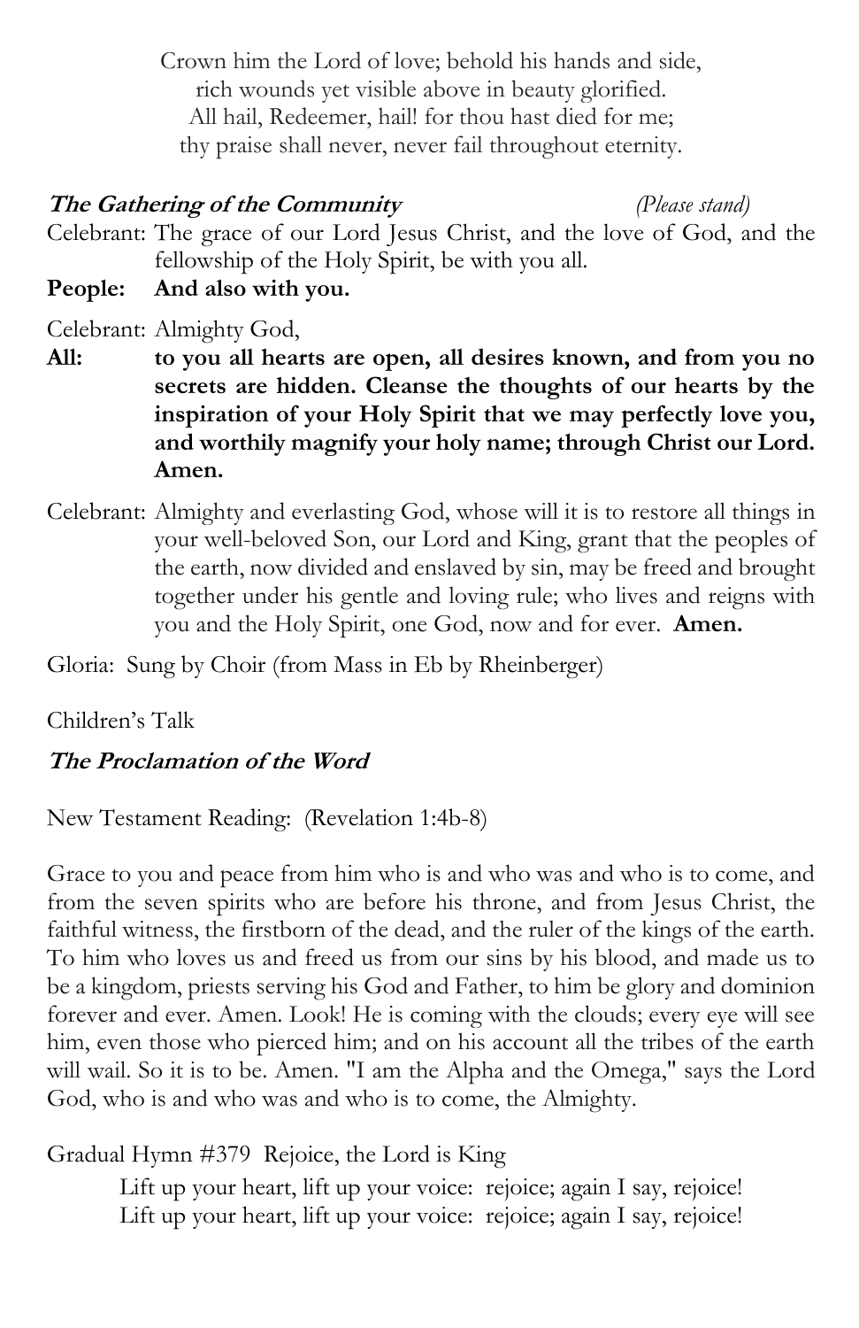Crown him the Lord of love; behold his hands and side,
rich wounds yet visible above in beauty glorified.
All hail, Redeemer, hail! for thou hast died for me;
thy praise shall never, never fail throughout eternity.

***The Gathering of the Community*** *(Please stand)*

Celebrant: The grace of our Lord Jesus Christ, and the love of God, and the fellowship of the Holy Spirit, be with you all.

**People: And also with you.**

Celebrant: Almighty God,

**All: to you all hearts are open, all desires known, and from you no secrets are hidden. Cleanse the thoughts of our hearts by the inspiration of your Holy Spirit that we may perfectly love you, and worthily magnify your holy name; through Christ our Lord. Amen.**

Celebrant: Almighty and everlasting God, whose will it is to restore all things in your well-beloved Son, our Lord and King, grant that the peoples of the earth, now divided and enslaved by sin, may be freed and brought together under his gentle and loving rule; who lives and reigns with you and the Holy Spirit, one God, now and for ever. **Amen.**

Gloria: Sung by Choir (from Mass in Eb by Rheinberger)

Children's Talk

***The Proclamation of the Word***

New Testament Reading: (Revelation 1:4b-8)

Grace to you and peace from him who is and who was and who is to come, and from the seven spirits who are before his throne, and from Jesus Christ, the faithful witness, the firstborn of the dead, and the ruler of the kings of the earth. To him who loves us and freed us from our sins by his blood, and made us to be a kingdom, priests serving his God and Father, to him be glory and dominion forever and ever. Amen. Look! He is coming with the clouds; every eye will see him, even those who pierced him; and on his account all the tribes of the earth will wail. So it is to be. Amen. "I am the Alpha and the Omega," says the Lord God, who is and who was and who is to come, the Almighty.

Gradual Hymn #379 Rejoice, the Lord is King

Lift up your heart, lift up your voice: rejoice; again I say, rejoice!
Lift up your heart, lift up your voice: rejoice; again I say, rejoice!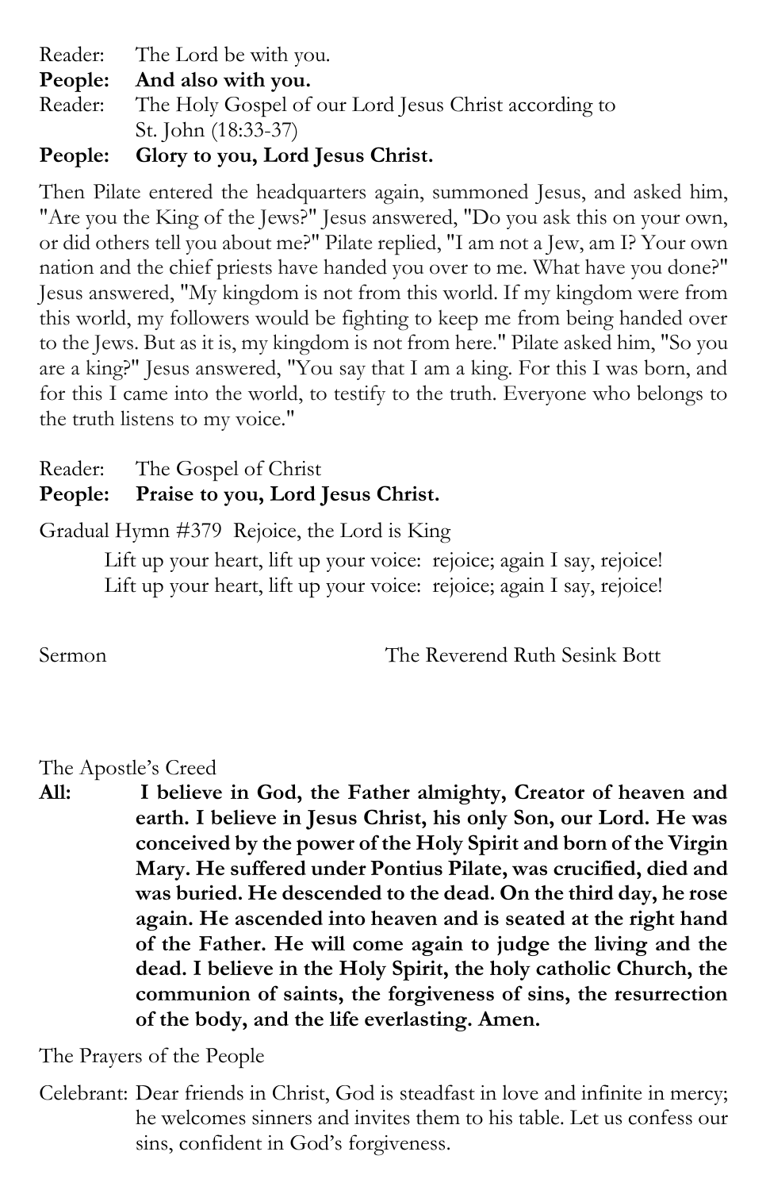Reader: The Lord be with you.
**People: And also with you.**
Reader: The Holy Gospel of our Lord Jesus Christ according to St. John (18:33-37)
**People: Glory to you, Lord Jesus Christ.**

Then Pilate entered the headquarters again, summoned Jesus, and asked him, "Are you the King of the Jews?" Jesus answered, "Do you ask this on your own, or did others tell you about me?" Pilate replied, "I am not a Jew, am I? Your own nation and the chief priests have handed you over to me. What have you done?" Jesus answered, "My kingdom is not from this world. If my kingdom were from this world, my followers would be fighting to keep me from being handed over to the Jews. But as it is, my kingdom is not from here." Pilate asked him, "So you are a king?" Jesus answered, "You say that I am a king. For this I was born, and for this I came into the world, to testify to the truth. Everyone who belongs to the truth listens to my voice."

Reader: The Gospel of Christ
**People: Praise to you, Lord Jesus Christ.**

Gradual Hymn #379 Rejoice, the Lord is King

Lift up your heart, lift up your voice: rejoice; again I say, rejoice!
Lift up your heart, lift up your voice: rejoice; again I say, rejoice!

Sermon The Reverend Ruth Sesink Bott

The Apostle's Creed

**All: I believe in God, the Father almighty, Creator of heaven and earth. I believe in Jesus Christ, his only Son, our Lord. He was conceived by the power of the Holy Spirit and born of the Virgin Mary. He suffered under Pontius Pilate, was crucified, died and was buried. He descended to the dead. On the third day, he rose again. He ascended into heaven and is seated at the right hand of the Father. He will come again to judge the living and the dead. I believe in the Holy Spirit, the holy catholic Church, the communion of saints, the forgiveness of sins, the resurrection of the body, and the life everlasting. Amen.**

The Prayers of the People

Celebrant: Dear friends in Christ, God is steadfast in love and infinite in mercy; he welcomes sinners and invites them to his table. Let us confess our sins, confident in God's forgiveness.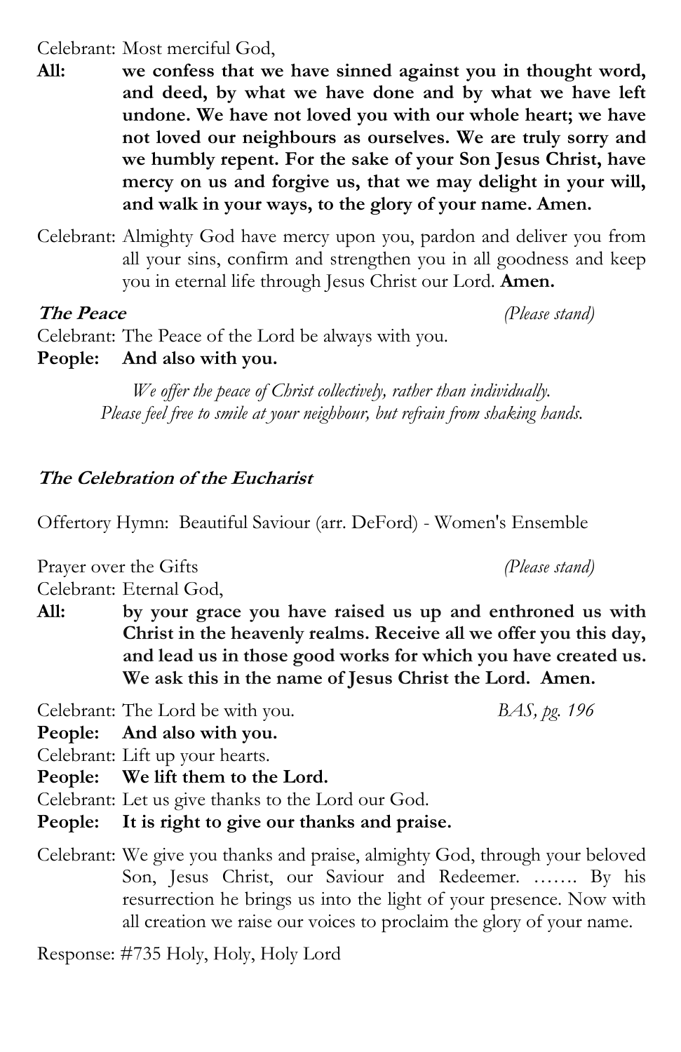Celebrant: Most merciful God,

**All:** **we confess that we have sinned against you in thought word, and deed, by what we have done and by what we have left undone. We have not loved you with our whole heart; we have not loved our neighbours as ourselves. We are truly sorry and we humbly repent. For the sake of your Son Jesus Christ, have mercy on us and forgive us, that we may delight in your will, and walk in your ways, to the glory of your name. Amen.**

Celebrant: Almighty God have mercy upon you, pardon and deliver you from all your sins, confirm and strengthen you in all goodness and keep you in eternal life through Jesus Christ our Lord. **Amen.**

***The Peace*** *(Please stand)*

Celebrant: The Peace of the Lord be always with you.

**People: And also with you.**

*We offer the peace of Christ collectively, rather than individually. Please feel free to smile at your neighbour, but refrain from shaking hands.*

***The Celebration of the Eucharist***

Offertory Hymn: Beautiful Saviour (arr. DeFord) - Women's Ensemble

Prayer over the Gifts *(Please stand)*

Celebrant: Eternal God,

**All:** **by your grace you have raised us up and enthroned us with Christ in the heavenly realms. Receive all we offer you this day, and lead us in those good works for which you have created us. We ask this in the name of Jesus Christ the Lord. Amen.**

Celebrant: The Lord be with you. *BAS, pg. 196*

**People: And also with you.**

Celebrant: Lift up your hearts.

**People: We lift them to the Lord.**

Celebrant: Let us give thanks to the Lord our God.

**People: It is right to give our thanks and praise.**

Celebrant: We give you thanks and praise, almighty God, through your beloved Son, Jesus Christ, our Saviour and Redeemer. ……. By his resurrection he brings us into the light of your presence. Now with all creation we raise our voices to proclaim the glory of your name.

Response: #735 Holy, Holy, Holy Lord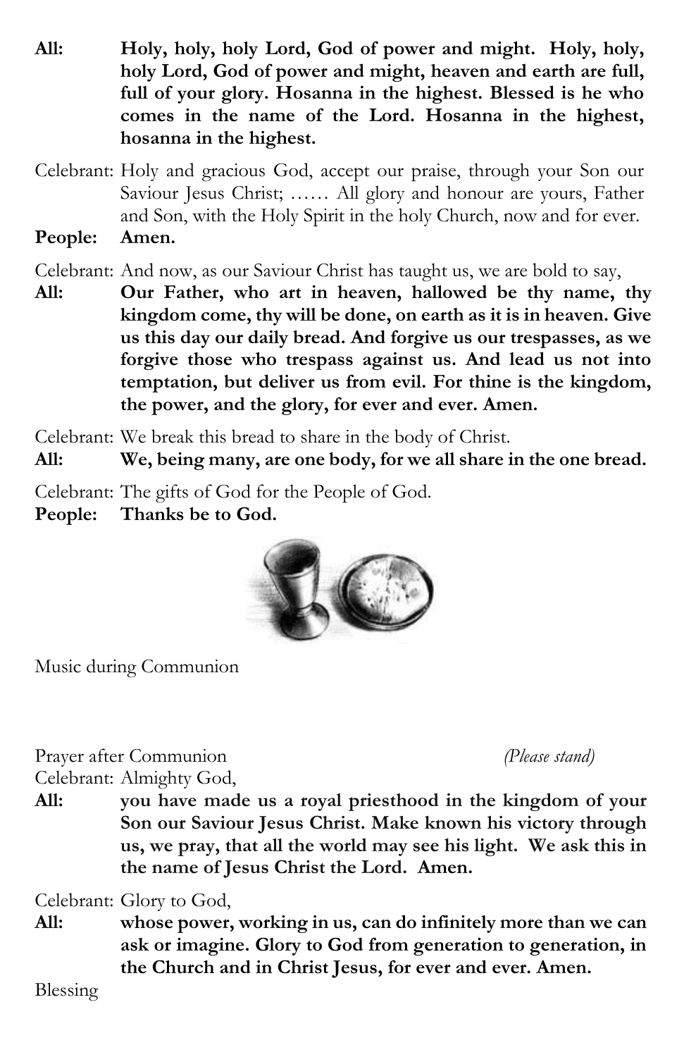**All:** **Holy, holy, holy Lord, God of power and might. Holy, holy, holy Lord, God of power and might, heaven and earth are full, full of your glory. Hosanna in the highest. Blessed is he who comes in the name of the Lord. Hosanna in the highest, hosanna in the highest.**

Celebrant: Holy and gracious God, accept our praise, through your Son our Saviour Jesus Christ; …… All glory and honour are yours, Father and Son, with the Holy Spirit in the holy Church, now and for ever.

**People:** **Amen.**

Celebrant: And now, as our Saviour Christ has taught us, we are bold to say,

**All:** **Our Father, who art in heaven, hallowed be thy name, thy kingdom come, thy will be done, on earth as it is in heaven. Give us this day our daily bread. And forgive us our trespasses, as we forgive those who trespass against us. And lead us not into temptation, but deliver us from evil. For thine is the kingdom, the power, and the glory, for ever and ever. Amen.**

Celebrant: We break this bread to share in the body of Christ.

**All:** **We, being many, are one body, for we all share in the one bread.**

Celebrant: The gifts of God for the People of God.

**People:** **Thanks be to God.**

Music during Communion

Prayer after Communion *(Please stand)*

Celebrant: Almighty God,

**All:** **you have made us a royal priesthood in the kingdom of your Son our Saviour Jesus Christ. Make known his victory through us, we pray, that all the world may see his light. We ask this in the name of Jesus Christ the Lord. Amen.**

Celebrant: Glory to God,

**All:** **whose power, working in us, can do infinitely more than we can ask or imagine. Glory to God from generation to generation, in the Church and in Christ Jesus, for ever and ever. Amen.**

Blessing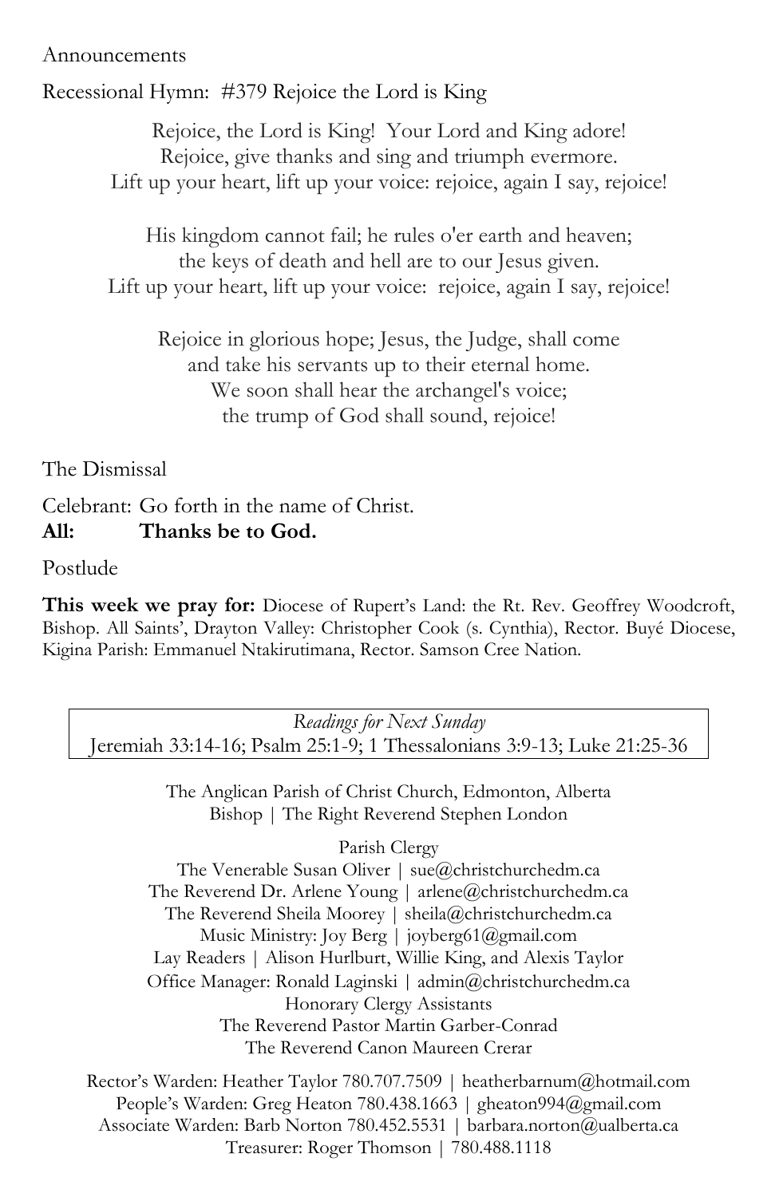Announcements

Recessional Hymn: #379 Rejoice the Lord is King

Rejoice, the Lord is King! Your Lord and King adore!
Rejoice, give thanks and sing and triumph evermore.
Lift up your heart, lift up your voice: rejoice, again I say, rejoice!

His kingdom cannot fail; he rules o'er earth and heaven;
the keys of death and hell are to our Jesus given.
Lift up your heart, lift up your voice: rejoice, again I say, rejoice!

Rejoice in glorious hope; Jesus, the Judge, shall come
and take his servants up to their eternal home.
We soon shall hear the archangel's voice;
the trump of God shall sound, rejoice!

The Dismissal

Celebrant: Go forth in the name of Christ.
**All: Thanks be to God.**

Postlude

**This week we pray for:** Diocese of Rupert's Land: the Rt. Rev. Geoffrey Woodcroft, Bishop. All Saints', Drayton Valley: Christopher Cook (s. Cynthia), Rector. Buyé Diocese, Kigina Parish: Emmanuel Ntakirutimana, Rector. Samson Cree Nation.

*Readings for Next Sunday*
Jeremiah 33:14-16; Psalm 25:1-9; 1 Thessalonians 3:9-13; Luke 21:25-36

The Anglican Parish of Christ Church, Edmonton, Alberta
Bishop | The Right Reverend Stephen London

Parish Clergy
The Venerable Susan Oliver | sue@christchurchedm.ca
The Reverend Dr. Arlene Young | arlene@christchurchedm.ca
The Reverend Sheila Moorey | sheila@christchurchedm.ca
Music Ministry: Joy Berg | joyberg61@gmail.com
Lay Readers | Alison Hurlburt, Willie King, and Alexis Taylor
Office Manager: Ronald Laginski | admin@christchurchedm.ca
Honorary Clergy Assistants
The Reverend Pastor Martin Garber-Conrad
The Reverend Canon Maureen Crerar

Rector's Warden: Heather Taylor 780.707.7509 | heatherbarnum@hotmail.com
People's Warden: Greg Heaton 780.438.1663 | gheaton994@gmail.com
Associate Warden: Barb Norton 780.452.5531 | barbara.norton@ualberta.ca
Treasurer: Roger Thomson | 780.488.1118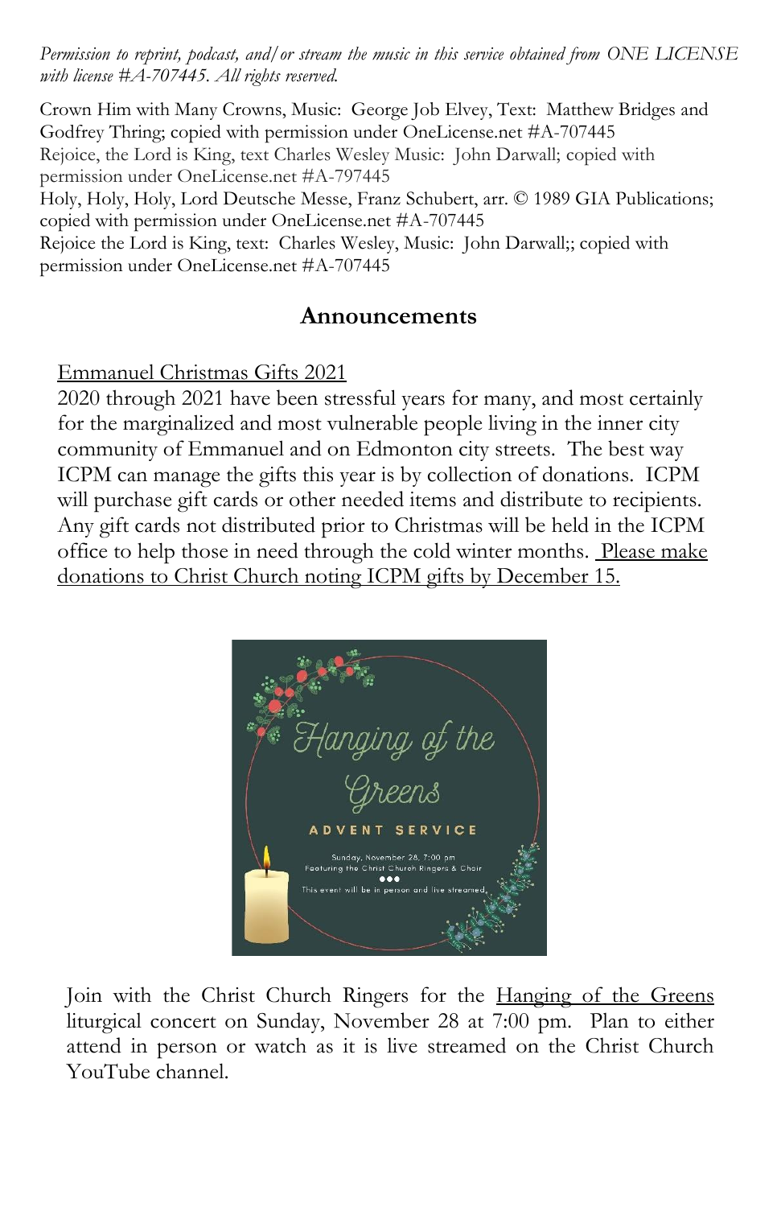*Permission to reprint, podcast, and/or stream the music in this service obtained from ONE LICENSE with license #A-707445. All rights reserved.*

Crown Him with Many Crowns, Music: George Job Elvey, Text: Matthew Bridges and Godfrey Thring; copied with permission under OneLicense.net #A-707445
Rejoice, the Lord is King, text Charles Wesley Music: John Darwall; copied with permission under OneLicense.net #A-797445
Holy, Holy, Holy, Lord Deutsche Messe, Franz Schubert, arr. © 1989 GIA Publications; copied with permission under OneLicense.net #A-707445
Rejoice the Lord is King, text: Charles Wesley, Music: John Darwall;; copied with permission under OneLicense.net #A-707445

## Announcements

<u>Emmanuel Christmas Gifts 2021</u>

2020 through 2021 have been stressful years for many, and most certainly for the marginalized and most vulnerable people living in the inner city community of Emmanuel and on Edmonton city streets. The best way ICPM can manage the gifts this year is by collection of donations. ICPM will purchase gift cards or other needed items and distribute to recipients. Any gift cards not distributed prior to Christmas will be held in the ICPM office to help those in need through the cold winter months. <u>Please make donations to Christ Church noting ICPM gifts by December 15.</u>

Hanging of the Greens

ADVENT SERVICE

Sunday, November 28, 7:00 pm
Featuring the Christ Church Ringers & Choir
This event will be in person and live streamed.

Join with the Christ Church Ringers for the <u>Hanging of the Greens</u> liturgical concert on Sunday, November 28 at 7:00 pm. Plan to either attend in person or watch as it is live streamed on the Christ Church YouTube channel.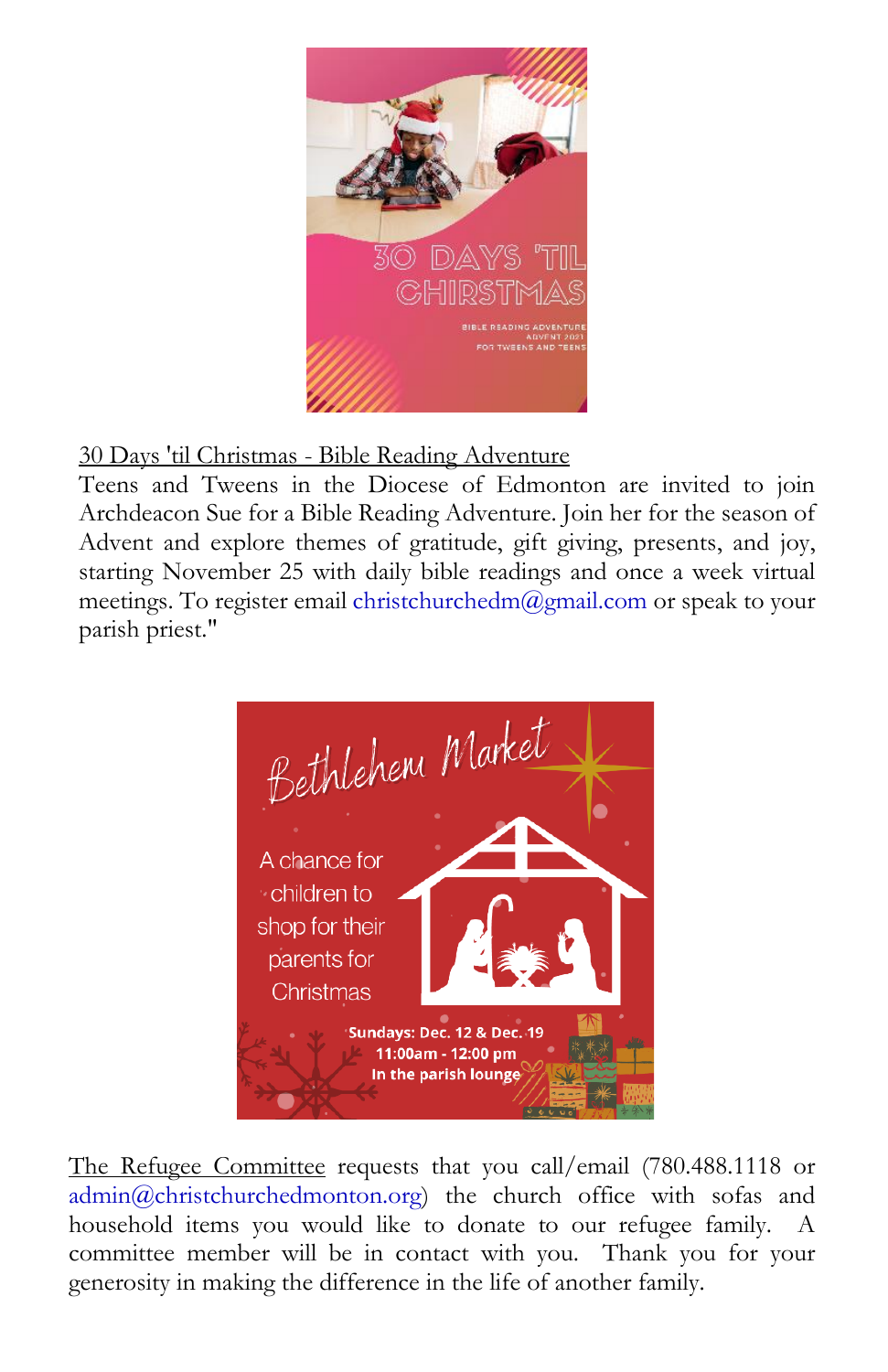30 DAYS 'TIL CHIRSTMAS

BIBLE READING ADVENTURE
ADVENT 2021
FOR TWEENS AND TEENS

30 Days 'til Christmas - Bible Reading Adventure

Teens and Tweens in the Diocese of Edmonton are invited to join Archdeacon Sue for a Bible Reading Adventure. Join her for the season of Advent and explore themes of gratitude, gift giving, presents, and joy, starting November 25 with daily bible readings and once a week virtual meetings. To register email christchurchedm@gmail.com or speak to your parish priest."

Bethlehem Market

A chance for children to shop for their parents for Christmas

Sundays: Dec. 12 & Dec. 19
11:00am - 12:00 pm
In the parish lounge

The Refugee Committee requests that you call/email (780.488.1118 or admin@christchurchedmonton.org) the church office with sofas and household items you would like to donate to our refugee family. A committee member will be in contact with you. Thank you for your generosity in making the difference in the life of another family.